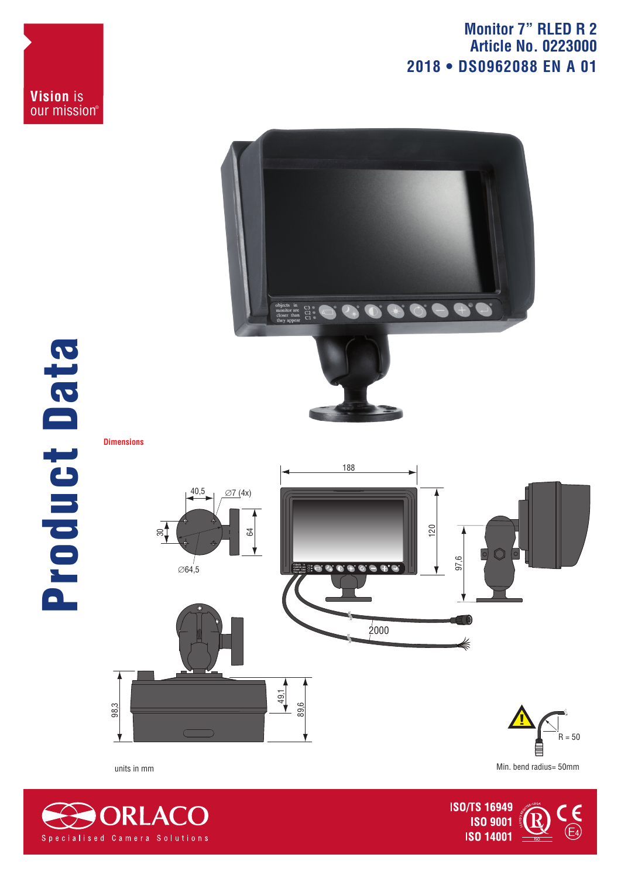Vision is our mission®

# Monitor 7" RLED R 2
## Article No. 0223000
## 2018 • DS0962088 EN A 01

# Product Data

### Dimensions

188

40,5

∅7 (4x)

30

64

∅64,5

120

97,6

2000

98,3

49,1

89,6

R = 50

units in mm

Min. bend radius= 50mm

ORLACO
Specialised Camera Solutions

ISO/TS 16949
ISO 9001
ISO 14001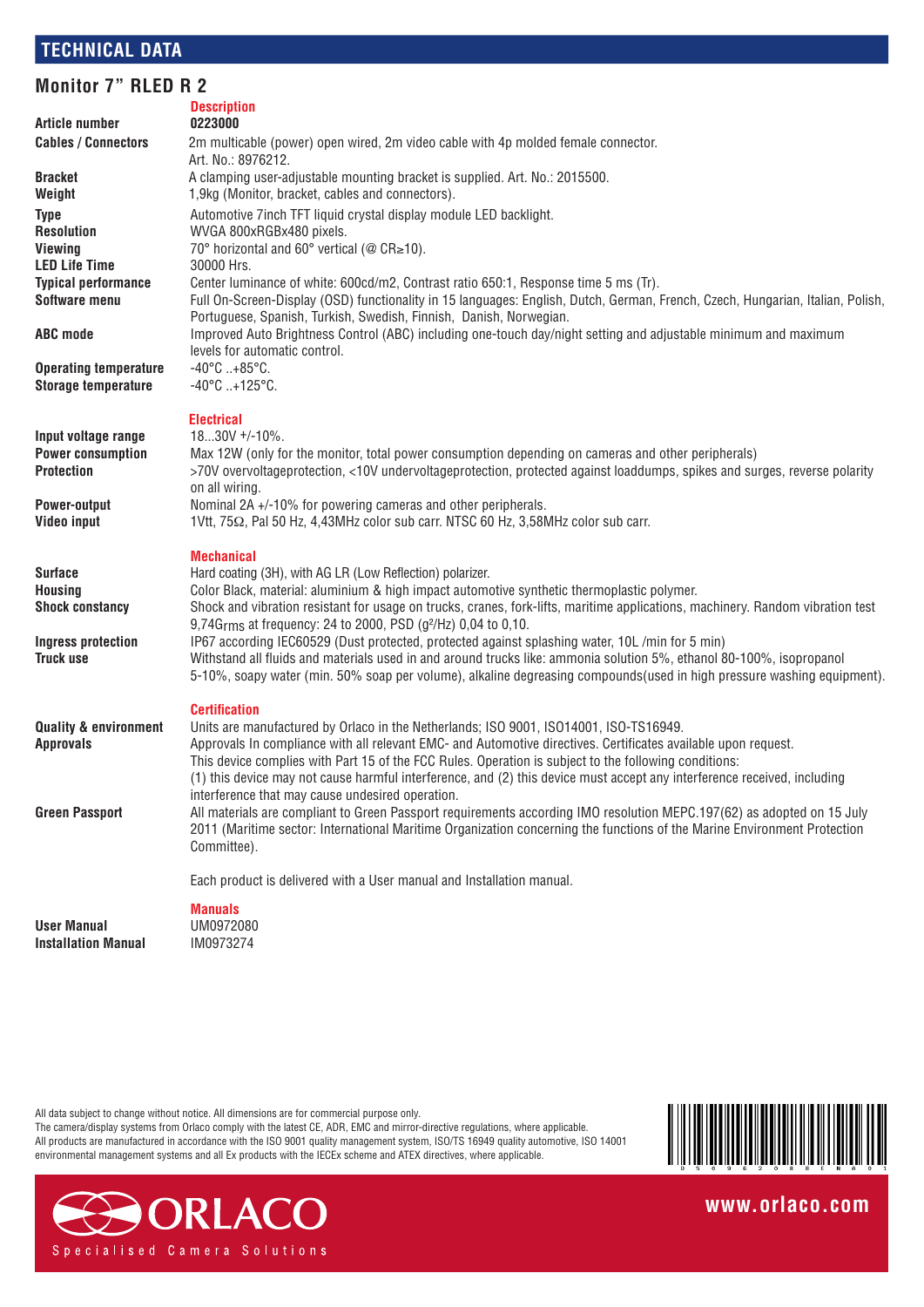# TECHNICAL DATA

## Monitor 7” RLED R 2

| | |
|---|---|
| | **Description** |
| **Article number** | **0223000** |
| **Cables / Connectors** | 2m multicable (power) open wired, 2m video cable with 4p molded female connector. Art. No.: 8976212. |
| **Bracket** | A clamping user-adjustable mounting bracket is supplied. Art. No.: 2015500. |
| **Weight** | 1,9kg (Monitor, bracket, cables and connectors). |
| **Type** | Automotive 7inch TFT liquid crystal display module LED backlight. |
| **Resolution** | WVGA 800xRGBx480 pixels. |
| **Viewing** | 70° horizontal and 60° vertical (@ CR≥10). |
| **LED Life Time** | 30000 Hrs. |
| **Typical performance** | Center luminance of white: 600cd/m2, Contrast ratio 650:1, Response time 5 ms (Tr). |
| **Software menu** | Full On-Screen-Display (OSD) functionality in 15 languages: English, Dutch, German, French, Czech, Hungarian, Italian, Polish, Portuguese, Spanish, Turkish, Swedish, Finnish, Danish, Norwegian. |
| **ABC mode** | Improved Auto Brightness Control (ABC) including one-touch day/night setting and adjustable minimum and maximum levels for automatic control. |
| **Operating temperature** | -40°C ..+85°C. |
| **Storage temperature** | -40°C ..+125°C. |
| | **Electrical** |
| **Input voltage range** | 18...30V +/-10%. |
| **Power consumption** | Max 12W (only for the monitor, total power consumption depending on cameras and other peripherals) |
| **Protection** | >70V overvoltageprotection, <10V undervoltageprotection, protected against loaddumps, spikes and surges, reverse polarity on all wiring. |
| **Power-output** | Nominal 2A +/-10% for powering cameras and other peripherals. |
| **Video input** | 1Vtt, 75Ω, Pal 50 Hz, 4,43MHz color sub carr. NTSC 60 Hz, 3,58MHz color sub carr. |
| | **Mechanical** |
| **Surface** | Hard coating (3H), with AG LR (Low Reflection) polarizer. |
| **Housing** | Color Black, material: aluminium & high impact automotive synthetic thermoplastic polymer. |
| **Shock constancy** | Shock and vibration resistant for usage on trucks, cranes, fork-lifts, maritime applications, machinery. Random vibration test 9,74Grms at frequency: 24 to 2000, PSD ($g^2$/Hz) 0,04 to 0,10. |
| **Ingress protection** | IP67 according IEC60529 (Dust protected, protected against splashing water, 10L /min for 5 min) |
| **Truck use** | Withstand all fluids and materials used in and around trucks like: ammonia solution 5%, ethanol 80-100%, isopropanol 5-10%, soapy water (min. 50% soap per volume), alkaline degreasing compounds(used in high pressure washing equipment). |
| | **Certification** |
| **Quality & environment** | Units are manufactured by Orlaco in the Netherlands; ISO 9001, ISO14001, ISO-TS16949. |
| **Approvals** | Approvals In compliance with all relevant EMC- and Automotive directives. Certificates available upon request. This device complies with Part 15 of the FCC Rules. Operation is subject to the following conditions: (1) this device may not cause harmful interference, and (2) this device must accept any interference received, including interference that may cause undesired operation. |
| **Green Passport** | All materials are compliant to Green Passport requirements according IMO resolution MEPC.197(62) as adopted on 15 July 2011 (Maritime sector: International Maritime Organization concerning the functions of the Marine Environment Protection Committee). |
| | Each product is delivered with a User manual and Installation manual. |
| | **Manuals** |
| **User Manual** | UM0972080 |
| **Installation Manual** | IM0973274 |

All data subject to change without notice. All dimensions are for commercial purpose only.
The camera/display systems from Orlaco comply with the latest CE, ADR, EMC and mirror-directive regulations, where applicable.
All products are manufactured in accordance with the ISO 9001 quality management system, ISO/TS 16949 quality automotive, ISO 14001 environmental management systems and all Ex products with the IECEx scheme and ATEX directives, where applicable.

ORLACO
Specialised Camera Solutions

www.orlaco.com